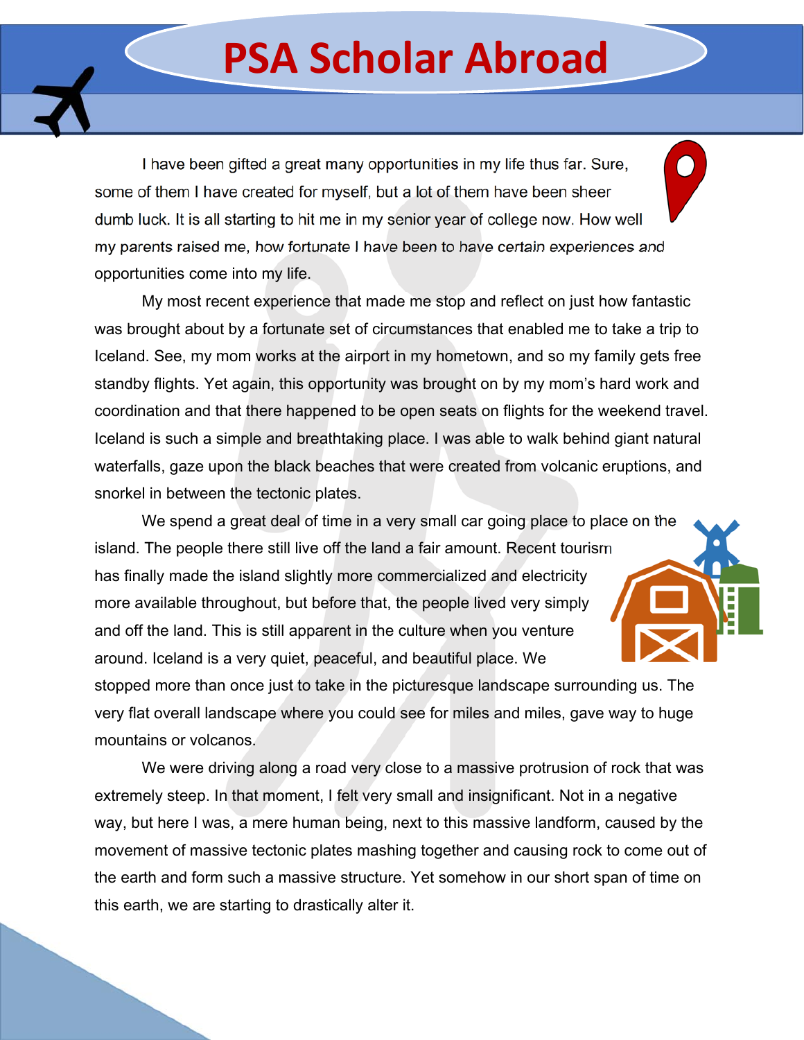# PSA Scholar Abroad

I have been gifted a great many opportunities in my life thus far. Sure, some of them I have created for myself, but a lot of them have been sheer dumb luck. It is all starting to hit me in my senior year of college now. How well my parents raised me, how fortunate I have been to have certain experiences and opportunities come into my life.

My most recent experience that made me stop and reflect on just how fantastic was brought about by a fortunate set of circumstances that enabled me to take a trip to Iceland. See, my mom works at the airport in my hometown, and so my family gets free standby flights. Yet again, this opportunity was brought on by my mom's hard work and coordination and that there happened to be open seats on flights for the weekend travel. Iceland is such a simple and breathtaking place. I was able to walk behind giant natural waterfalls, gaze upon the black beaches that were created from volcanic eruptions, and snorkel in between the tectonic plates.

We spend a great deal of time in a very small car going place to place on the island. The people there still live off the land a fair amount. Recent tourism has finally made the island slightly more commercialized and electricity more available throughout, but before that, the people lived very simply and off the land. This is still apparent in the culture when you venture around. Iceland is a very quiet, peaceful, and beautiful place. We stopped more than once just to take in the picturesque landscape surrounding us. The very flat overall landscape where you could see for miles and miles, gave way to huge mountains or volcanos.

We were driving along a road very close to a massive protrusion of rock that was extremely steep. In that moment, I felt very small and insignificant. Not in a negative way, but here I was, a mere human being, next to this massive landform, caused by the movement of massive tectonic plates mashing together and causing rock to come out of the earth and form such a massive structure. Yet somehow in our short span of time on this earth, we are starting to drastically alter it.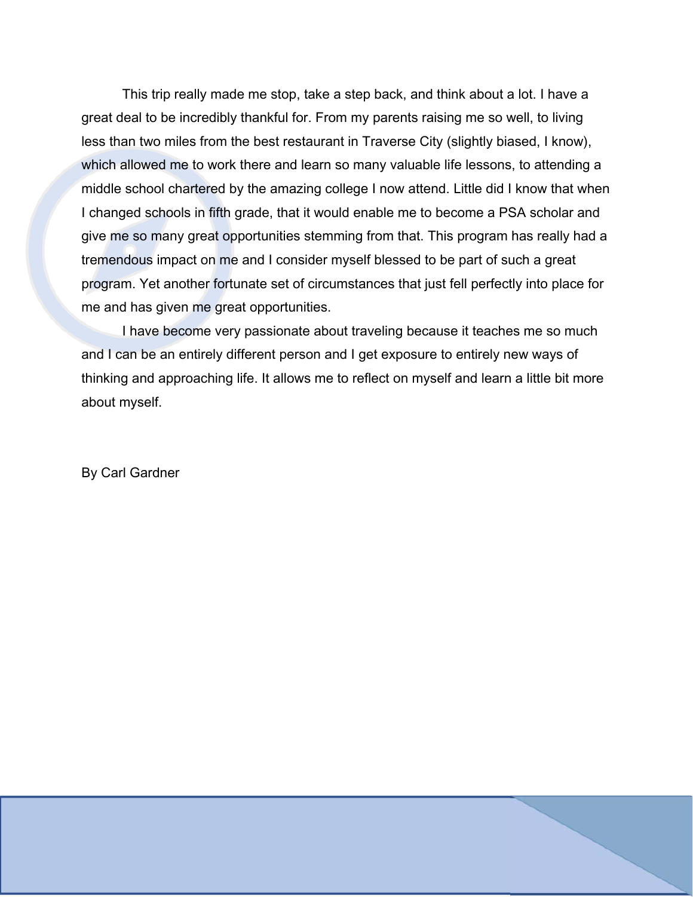This trip really made me stop, take a step back, and think about a lot. I have a great deal to be incredibly thankful for. From my parents raising me so well, to living less than two miles from the best restaurant in Traverse City (slightly biased, I know), which allowed me to work there and learn so many valuable life lessons, to attending a middle school chartered by the amazing college I now attend. Little did I know that when I changed schools in fifth grade, that it would enable me to become a PSA scholar and give me so many great opportunities stemming from that. This program has really had a tremendous impact on me and I consider myself blessed to be part of such a great program. Yet another fortunate set of circumstances that just fell perfectly into place for me and has given me great opportunities.

I have become very passionate about traveling because it teaches me so much and I can be an entirely different person and I get exposure to entirely new ways of thinking and approaching life. It allows me to reflect on myself and learn a little bit more about myself.

By Carl Gardner